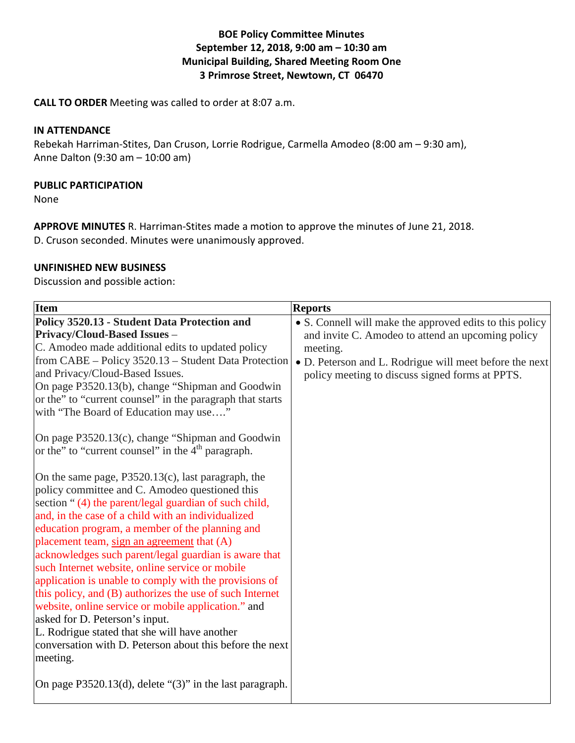**BOE Policy Committee Minutes**
**September 12, 2018, 9:00 am – 10:30 am**
**Municipal Building, Shared Meeting Room One**
**3 Primrose Street, Newtown, CT 06470**

**CALL TO ORDER** Meeting was called to order at 8:07 a.m.

**IN ATTENDANCE**
Rebekah Harriman-Stites, Dan Cruson, Lorrie Rodrigue, Carmella Amodeo (8:00 am – 9:30 am), Anne Dalton (9:30 am – 10:00 am)

**PUBLIC PARTICIPATION**
None

**APPROVE MINUTES** R. Harriman-Stites made a motion to approve the minutes of June 21, 2018. D. Cruson seconded. Minutes were unanimously approved.

**UNFINISHED NEW BUSINESS**
Discussion and possible action:

| Item | Reports |
|---|---|
| **Policy 3520.13 - Student Data Protection and Privacy/Cloud-Based Issues** – <br>C. Amodeo made additional edits to updated policy from CABE – Policy 3520.13 – Student Data Protection and Privacy/Cloud-Based Issues.<br>On page P3520.13(b), change "Shipman and Goodwin or the" to "current counsel" in the paragraph that starts with "The Board of Education may use…."<br><br>On page P3520.13(c), change "Shipman and Goodwin or the" to "current counsel" in the 4th paragraph.<br><br>On the same page, P3520.13(c), last paragraph, the policy committee and C. Amodeo questioned this section " (4) the parent/legal guardian of such child, and, in the case of a child with an individualized education program, a member of the planning and placement team, <u>sign an agreement</u> that (A) acknowledges such parent/legal guardian is aware that such Internet website, online service or mobile application is unable to comply with the provisions of this policy, and (B) authorizes the use of such Internet website, online service or mobile application." and asked for D. Peterson's input.<br>L. Rodrigue stated that she will have another conversation with D. Peterson about this before the next meeting.<br><br>On page P3520.13(d), delete "(3)" in the last paragraph. | • S. Connell will make the approved edits to this policy and invite C. Amodeo to attend an upcoming policy meeting.<br>• D. Peterson and L. Rodrigue will meet before the next policy meeting to discuss signed forms at PPTS. |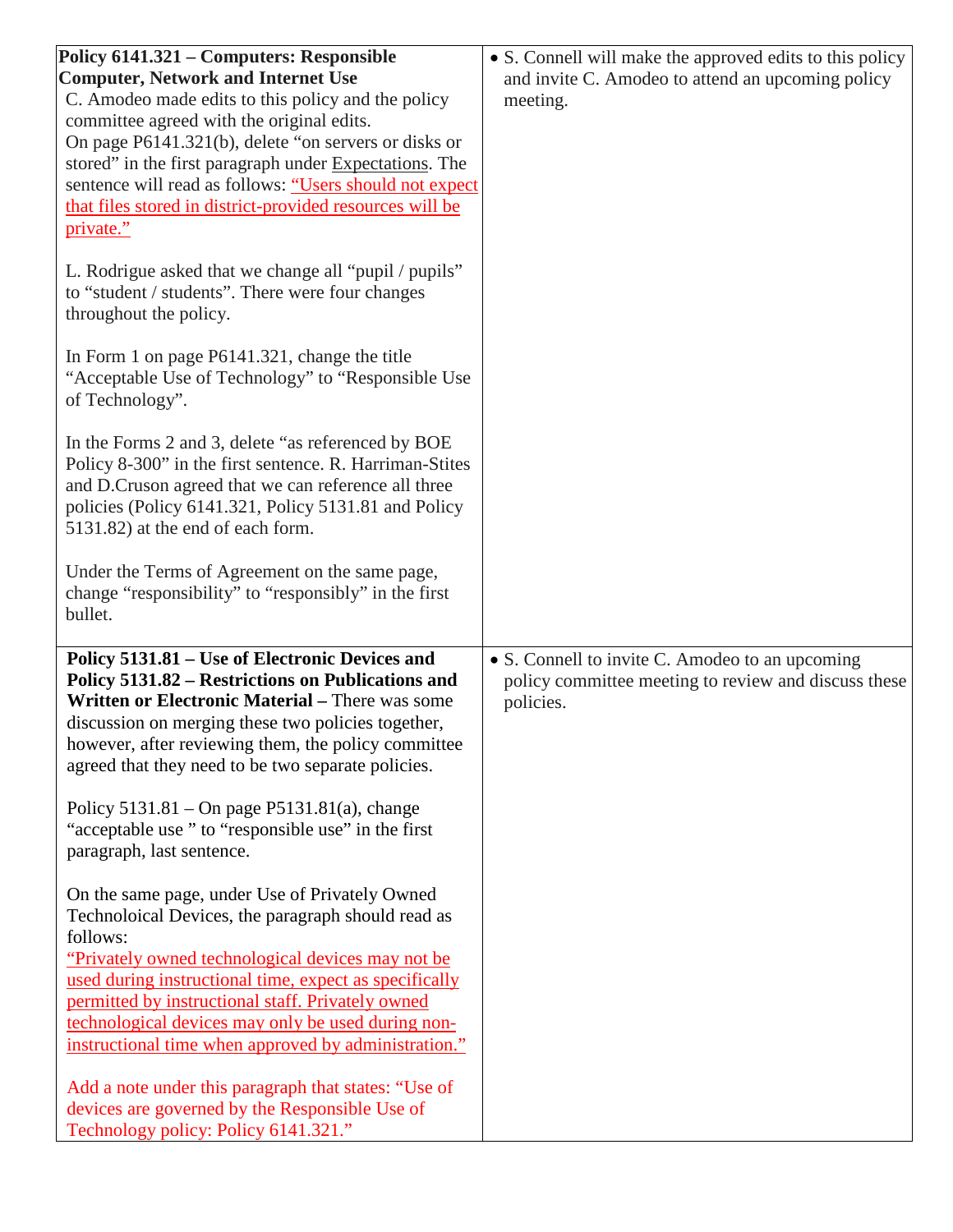| | |
|---|---|
| **Policy 6141.321 – Computers: Responsible Computer, Network and Internet Use**<br>C. Amodeo made edits to this policy and the policy committee agreed with the original edits.<br>On page P6141.321(b), delete "on servers or disks or stored" in the first paragraph under Expectations. The sentence will read as follows: "Users should not expect that files stored in district-provided resources will be private."<br><br>L. Rodrigue asked that we change all "pupil / pupils" to "student / students". There were four changes throughout the policy.<br><br>In Form 1 on page P6141.321, change the title "Acceptable Use of Technology" to "Responsible Use of Technology".<br><br>In the Forms 2 and 3, delete "as referenced by BOE Policy 8-300" in the first sentence. R. Harriman-Stites and D.Cruson agreed that we can reference all three policies (Policy 6141.321, Policy 5131.81 and Policy 5131.82) at the end of each form.<br><br>Under the Terms of Agreement on the same page, change "responsibility" to "responsibly" in the first bullet. | • S. Connell will make the approved edits to this policy and invite C. Amodeo to attend an upcoming policy meeting. |
| **Policy 5131.81 – Use of Electronic Devices and Policy 5131.82 – Restrictions on Publications and Written or Electronic Material –** There was some discussion on merging these two policies together, however, after reviewing them, the policy committee agreed that they need to be two separate policies.<br><br>Policy 5131.81 – On page P5131.81(a), change "acceptable use " to "responsible use" in the first paragraph, last sentence.<br><br>On the same page, under Use of Privately Owned Technoloical Devices, the paragraph should read as follows:<br>"Privately owned technological devices may not be used during instructional time, expect as specifically permitted by instructional staff. Privately owned technological devices may only be used during non-instructional time when approved by administration."<br><br>Add a note under this paragraph that states: "Use of devices are governed by the Responsible Use of Technology policy: Policy 6141.321." | • S. Connell to invite C. Amodeo to an upcoming policy committee meeting to review and discuss these policies. |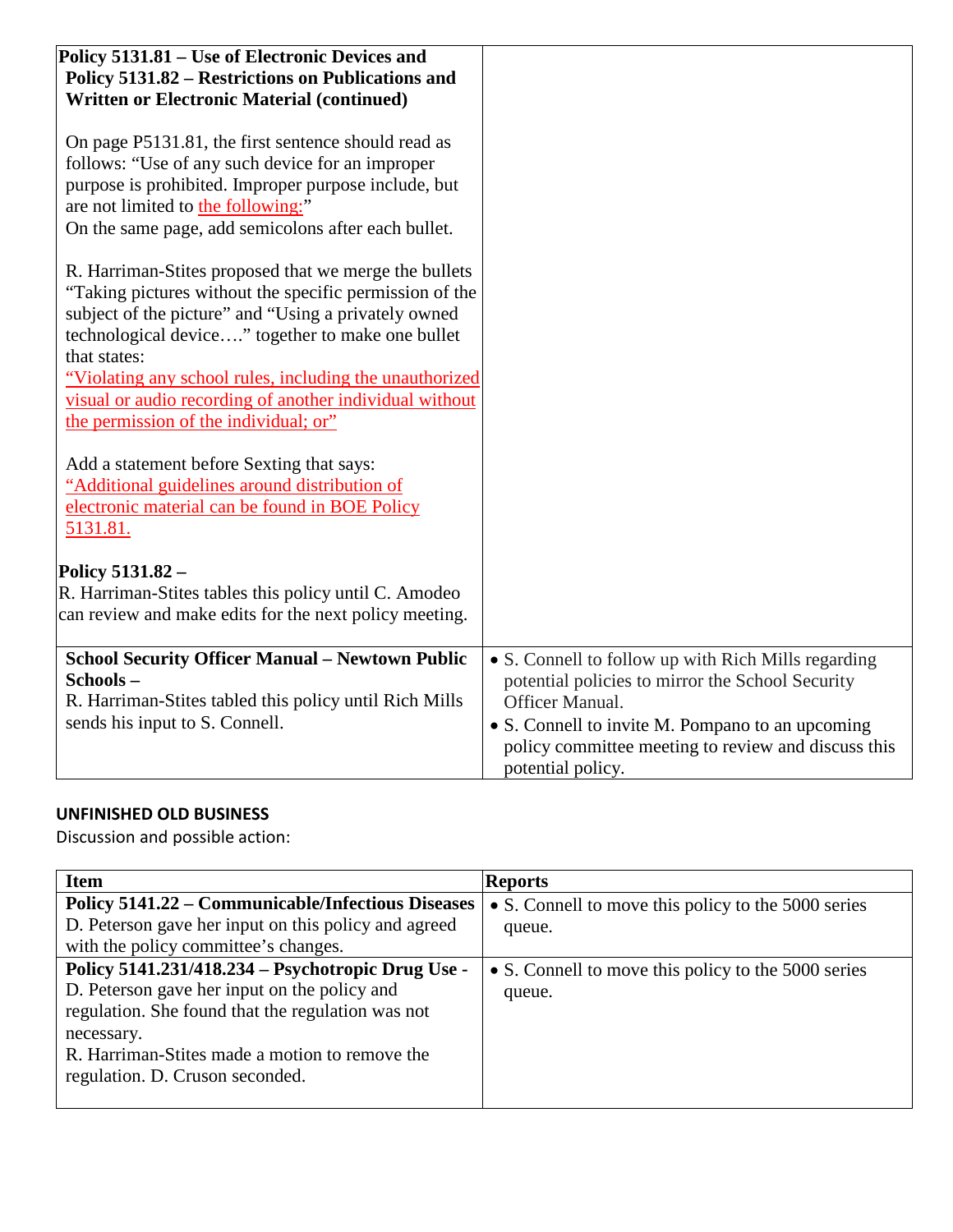| | |
|---|---|
| **Policy 5131.81 – Use of Electronic Devices and Policy 5131.82 – Restrictions on Publications and Written or Electronic Material (continued)**<br><br>On page P5131.81, the first sentence should read as follows: "Use of any such device for an improper purpose is prohibited. Improper purpose include, but are not limited to the following:"<br>On the same page, add semicolons after each bullet.<br><br>R. Harriman-Stites proposed that we merge the bullets "Taking pictures without the specific permission of the subject of the picture" and "Using a privately owned technological device…." together to make one bullet that states:<br>"Violating any school rules, including the unauthorized visual or audio recording of another individual without the permission of the individual; or"<br><br>Add a statement before Sexting that says:<br>"Additional guidelines around distribution of electronic material can be found in BOE Policy 5131.81.<br><br>**Policy 5131.82 –**<br>R. Harriman-Stites tables this policy until C. Amodeo can review and make edits for the next policy meeting. | |
| **School Security Officer Manual – Newtown Public Schools –**<br>R. Harriman-Stites tabled this policy until Rich Mills sends his input to S. Connell. | • S. Connell to follow up with Rich Mills regarding potential policies to mirror the School Security Officer Manual.<br>• S. Connell to invite M. Pompano to an upcoming policy committee meeting to review and discuss this potential policy. |

**UNFINISHED OLD BUSINESS**

Discussion and possible action:

| Item | Reports |
|---|---|
| **Policy 5141.22 – Communicable/Infectious Diseases**<br>D. Peterson gave her input on this policy and agreed with the policy committee's changes. | • S. Connell to move this policy to the 5000 series queue. |
| **Policy 5141.231/418.234 – Psychotropic Drug Use -**<br>D. Peterson gave her input on the policy and regulation. She found that the regulation was not necessary.<br>R. Harriman-Stites made a motion to remove the regulation. D. Cruson seconded. | • S. Connell to move this policy to the 5000 series queue. |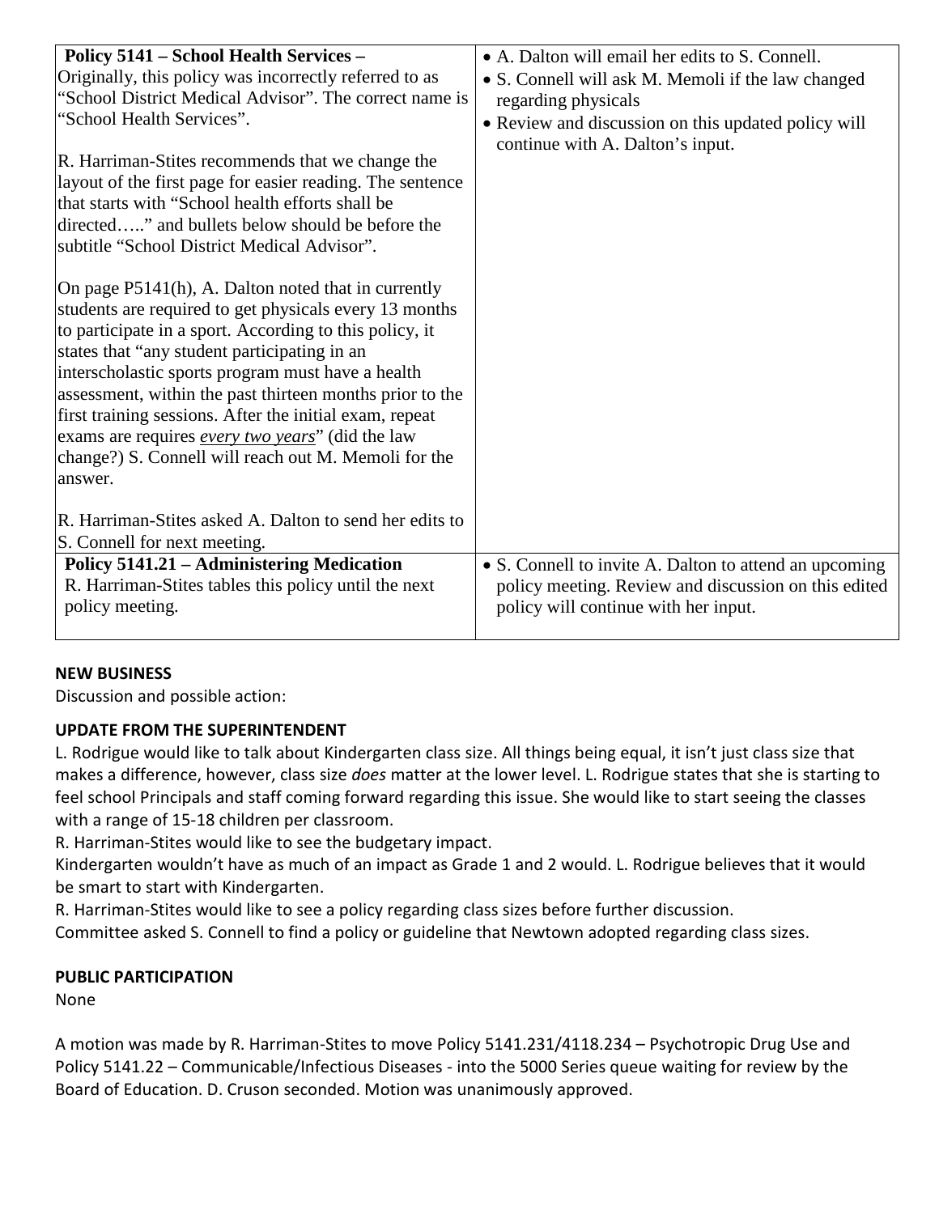| **Policy 5141 – School Health Services –** Originally, this policy was incorrectly referred to as "School District Medical Advisor". The correct name is "School Health Services".<br><br>R. Harriman-Stites recommends that we change the layout of the first page for easier reading. The sentence that starts with "School health efforts shall be directed….." and bullets below should be before the subtitle "School District Medical Advisor".<br><br>On page P5141(h), A. Dalton noted that in currently students are required to get physicals every 13 months to participate in a sport. According to this policy, it states that "any student participating in an interscholastic sports program must have a health assessment, within the past thirteen months prior to the first training sessions. After the initial exam, repeat exams are requires ***every two years***" (did the law change?) S. Connell will reach out M. Memoli for the answer.<br><br>R. Harriman-Stites asked A. Dalton to send her edits to S. Connell for next meeting. | • A. Dalton will email her edits to S. Connell.<br>• S. Connell will ask M. Memoli if the law changed regarding physicals<br>• Review and discussion on this updated policy will continue with A. Dalton's input. |
|---|---|
| **Policy 5141.21 – Administering Medication** R. Harriman-Stites tables this policy until the next policy meeting. | • S. Connell to invite A. Dalton to attend an upcoming policy meeting. Review and discussion on this edited policy will continue with her input. |

**NEW BUSINESS**

Discussion and possible action:

**UPDATE FROM THE SUPERINTENDENT**

L. Rodrigue would like to talk about Kindergarten class size. All things being equal, it isn't just class size that makes a difference, however, class size *does* matter at the lower level. L. Rodrigue states that she is starting to feel school Principals and staff coming forward regarding this issue. She would like to start seeing the classes with a range of 15-18 children per classroom.

R. Harriman-Stites would like to see the budgetary impact.

Kindergarten wouldn't have as much of an impact as Grade 1 and 2 would. L. Rodrigue believes that it would be smart to start with Kindergarten.

R. Harriman-Stites would like to see a policy regarding class sizes before further discussion.

Committee asked S. Connell to find a policy or guideline that Newtown adopted regarding class sizes.

**PUBLIC PARTICIPATION**

None

A motion was made by R. Harriman-Stites to move Policy 5141.231/4118.234 – Psychotropic Drug Use and Policy 5141.22 – Communicable/Infectious Diseases - into the 5000 Series queue waiting for review by the Board of Education. D. Cruson seconded. Motion was unanimously approved.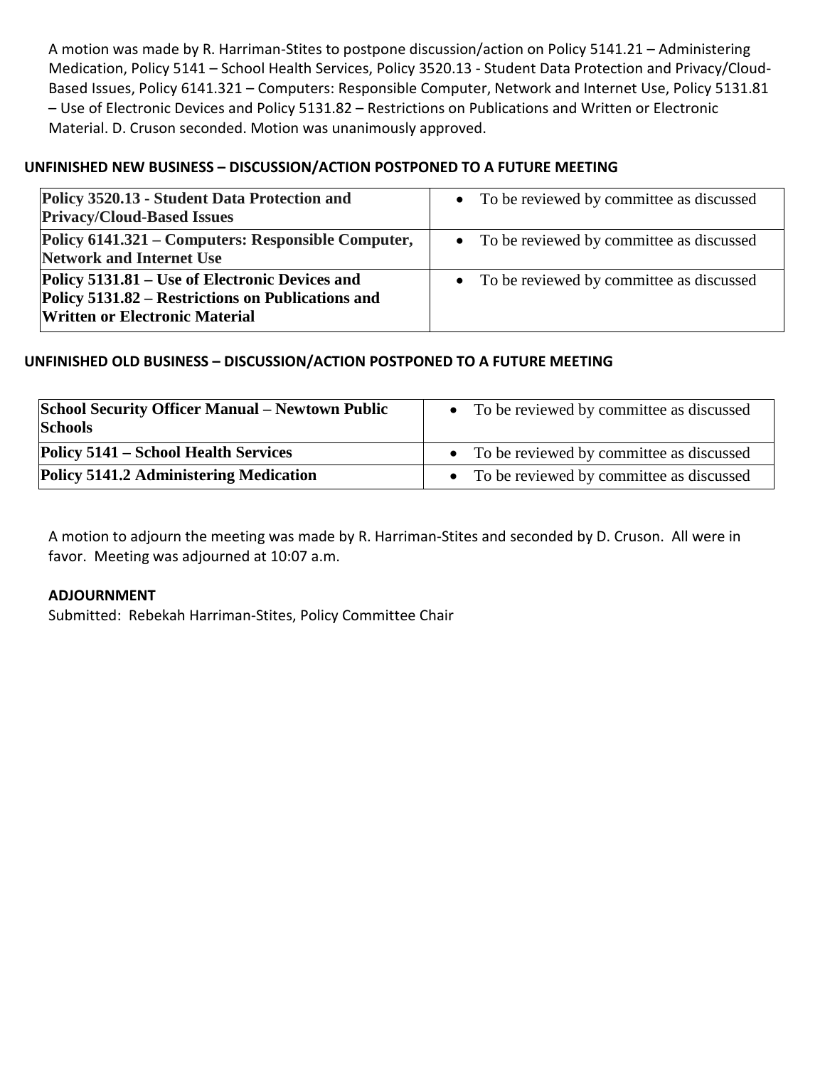A motion was made by R. Harriman-Stites to postpone discussion/action on Policy 5141.21 – Administering Medication, Policy 5141 – School Health Services, Policy 3520.13 - Student Data Protection and Privacy/Cloud-Based Issues, Policy 6141.321 – Computers: Responsible Computer, Network and Internet Use, Policy 5131.81 – Use of Electronic Devices and Policy 5131.82 – Restrictions on Publications and Written or Electronic Material. D. Cruson seconded. Motion was unanimously approved.

**UNFINISHED NEW BUSINESS – DISCUSSION/ACTION POSTPONED TO A FUTURE MEETING**

| | |
|---|---|
| **Policy 3520.13 - Student Data Protection and Privacy/Cloud-Based Issues** | • To be reviewed by committee as discussed |
| **Policy 6141.321 – Computers: Responsible Computer, Network and Internet Use** | • To be reviewed by committee as discussed |
| **Policy 5131.81 – Use of Electronic Devices and Policy 5131.82 – Restrictions on Publications and Written or Electronic Material** | • To be reviewed by committee as discussed |

**UNFINISHED OLD BUSINESS – DISCUSSION/ACTION POSTPONED TO A FUTURE MEETING**

| | |
|---|---|
| **School Security Officer Manual – Newtown Public Schools** | • To be reviewed by committee as discussed |
| **Policy 5141 – School Health Services** | • To be reviewed by committee as discussed |
| **Policy 5141.2 Administering Medication** | • To be reviewed by committee as discussed |

A motion to adjourn the meeting was made by R. Harriman-Stites and seconded by D. Cruson. All were in favor. Meeting was adjourned at 10:07 a.m.

**ADJOURNMENT**

Submitted: Rebekah Harriman-Stites, Policy Committee Chair